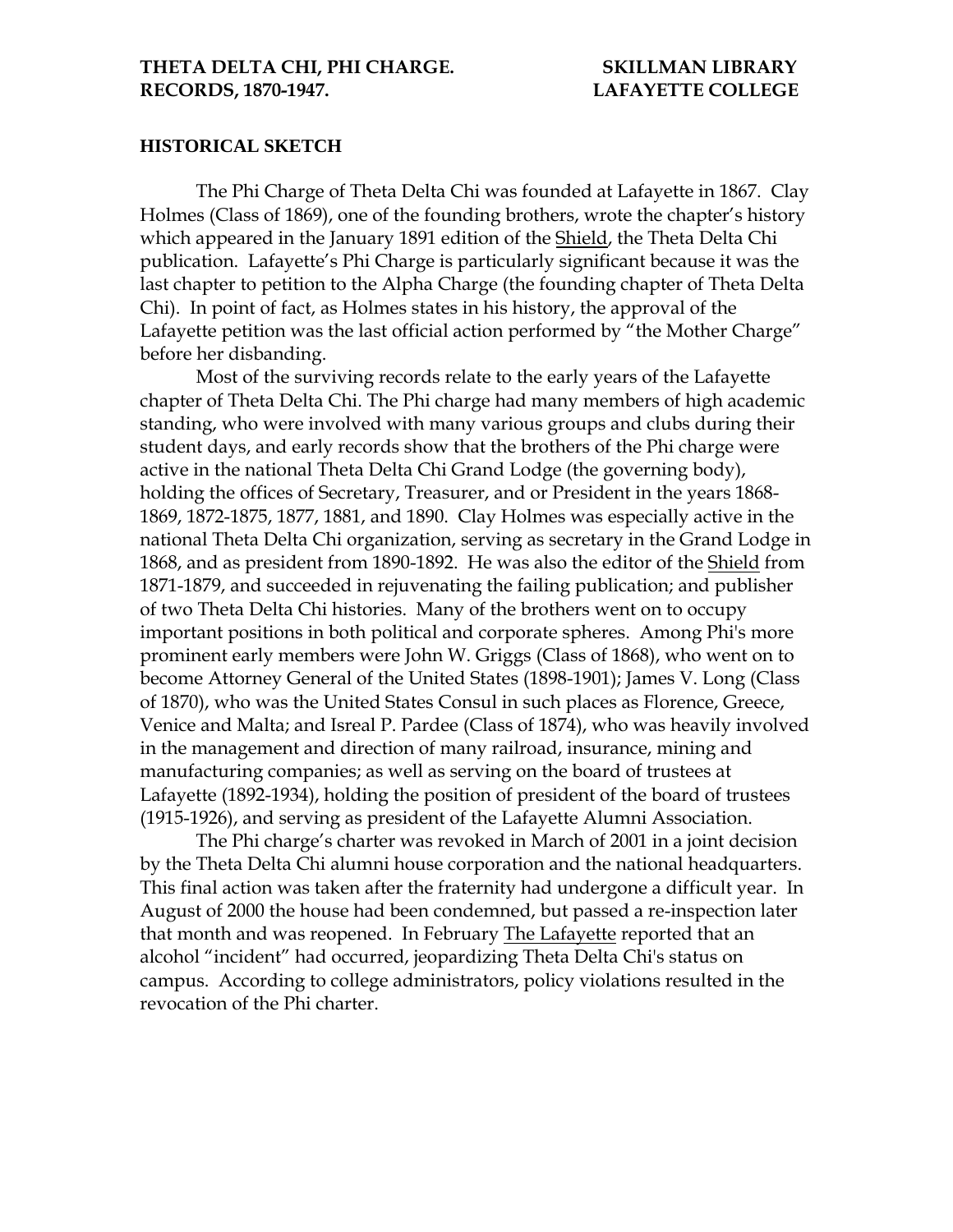**THETA DELTA CHI, PHI CHARGE.** **SKILLMAN LIBRARY**
**RECORDS, 1870-1947.** **LAFAYETTE COLLEGE**

## HISTORICAL SKETCH

The Phi Charge of Theta Delta Chi was founded at Lafayette in 1867. Clay Holmes (Class of 1869), one of the founding brothers, wrote the chapter's history which appeared in the January 1891 edition of the Shield, the Theta Delta Chi publication. Lafayette's Phi Charge is particularly significant because it was the last chapter to petition to the Alpha Charge (the founding chapter of Theta Delta Chi). In point of fact, as Holmes states in his history, the approval of the Lafayette petition was the last official action performed by "the Mother Charge" before her disbanding.

Most of the surviving records relate to the early years of the Lafayette chapter of Theta Delta Chi. The Phi charge had many members of high academic standing, who were involved with many various groups and clubs during their student days, and early records show that the brothers of the Phi charge were active in the national Theta Delta Chi Grand Lodge (the governing body), holding the offices of Secretary, Treasurer, and or President in the years 1868-1869, 1872-1875, 1877, 1881, and 1890. Clay Holmes was especially active in the national Theta Delta Chi organization, serving as secretary in the Grand Lodge in 1868, and as president from 1890-1892. He was also the editor of the Shield from 1871-1879, and succeeded in rejuvenating the failing publication; and publisher of two Theta Delta Chi histories. Many of the brothers went on to occupy important positions in both political and corporate spheres. Among Phi's more prominent early members were John W. Griggs (Class of 1868), who went on to become Attorney General of the United States (1898-1901); James V. Long (Class of 1870), who was the United States Consul in such places as Florence, Greece, Venice and Malta; and Isreal P. Pardee (Class of 1874), who was heavily involved in the management and direction of many railroad, insurance, mining and manufacturing companies; as well as serving on the board of trustees at Lafayette (1892-1934), holding the position of president of the board of trustees (1915-1926), and serving as president of the Lafayette Alumni Association.

The Phi charge's charter was revoked in March of 2001 in a joint decision by the Theta Delta Chi alumni house corporation and the national headquarters. This final action was taken after the fraternity had undergone a difficult year. In August of 2000 the house had been condemned, but passed a re-inspection later that month and was reopened. In February The Lafayette reported that an alcohol "incident" had occurred, jeopardizing Theta Delta Chi's status on campus. According to college administrators, policy violations resulted in the revocation of the Phi charter.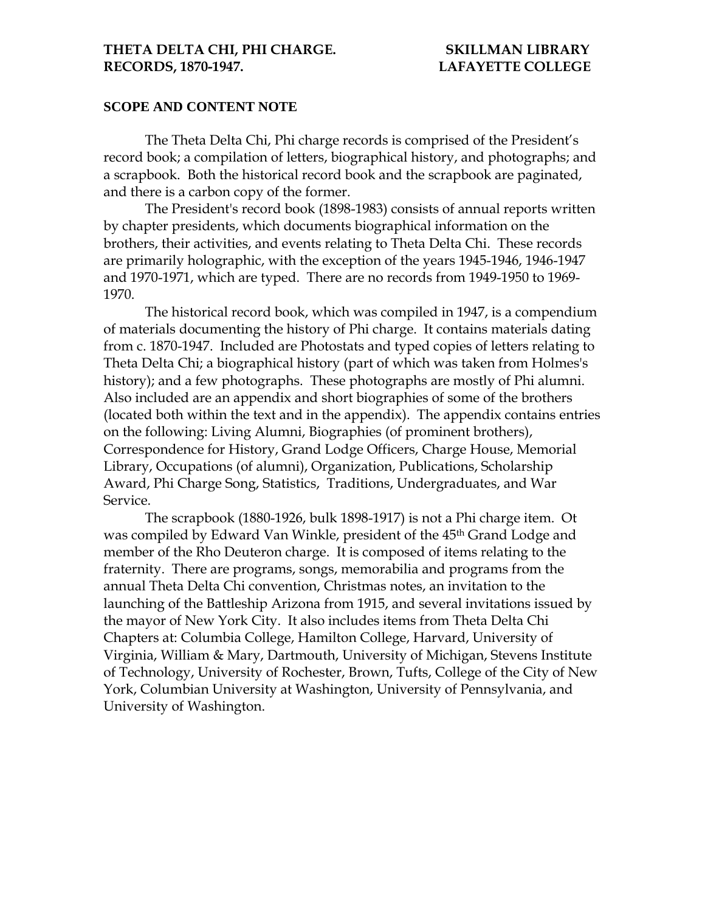**THETA DELTA CHI, PHI CHARGE. RECORDS, 1870-1947.**

**SKILLMAN LIBRARY LAFAYETTE COLLEGE**

**SCOPE AND CONTENT NOTE**

The Theta Delta Chi, Phi charge records is comprised of the President's record book; a compilation of letters, biographical history, and photographs; and a scrapbook. Both the historical record book and the scrapbook are paginated, and there is a carbon copy of the former.

The President's record book (1898-1983) consists of annual reports written by chapter presidents, which documents biographical information on the brothers, their activities, and events relating to Theta Delta Chi. These records are primarily holographic, with the exception of the years 1945-1946, 1946-1947 and 1970-1971, which are typed. There are no records from 1949-1950 to 1969-1970.

The historical record book, which was compiled in 1947, is a compendium of materials documenting the history of Phi charge. It contains materials dating from c. 1870-1947. Included are Photostats and typed copies of letters relating to Theta Delta Chi; a biographical history (part of which was taken from Holmes's history); and a few photographs. These photographs are mostly of Phi alumni. Also included are an appendix and short biographies of some of the brothers (located both within the text and in the appendix). The appendix contains entries on the following: Living Alumni, Biographies (of prominent brothers), Correspondence for History, Grand Lodge Officers, Charge House, Memorial Library, Occupations (of alumni), Organization, Publications, Scholarship Award, Phi Charge Song, Statistics, Traditions, Undergraduates, and War Service.

The scrapbook (1880-1926, bulk 1898-1917) is not a Phi charge item. Ot was compiled by Edward Van Winkle, president of the 45th Grand Lodge and member of the Rho Deuteron charge. It is composed of items relating to the fraternity. There are programs, songs, memorabilia and programs from the annual Theta Delta Chi convention, Christmas notes, an invitation to the launching of the Battleship Arizona from 1915, and several invitations issued by the mayor of New York City. It also includes items from Theta Delta Chi Chapters at: Columbia College, Hamilton College, Harvard, University of Virginia, William & Mary, Dartmouth, University of Michigan, Stevens Institute of Technology, University of Rochester, Brown, Tufts, College of the City of New York, Columbian University at Washington, University of Pennsylvania, and University of Washington.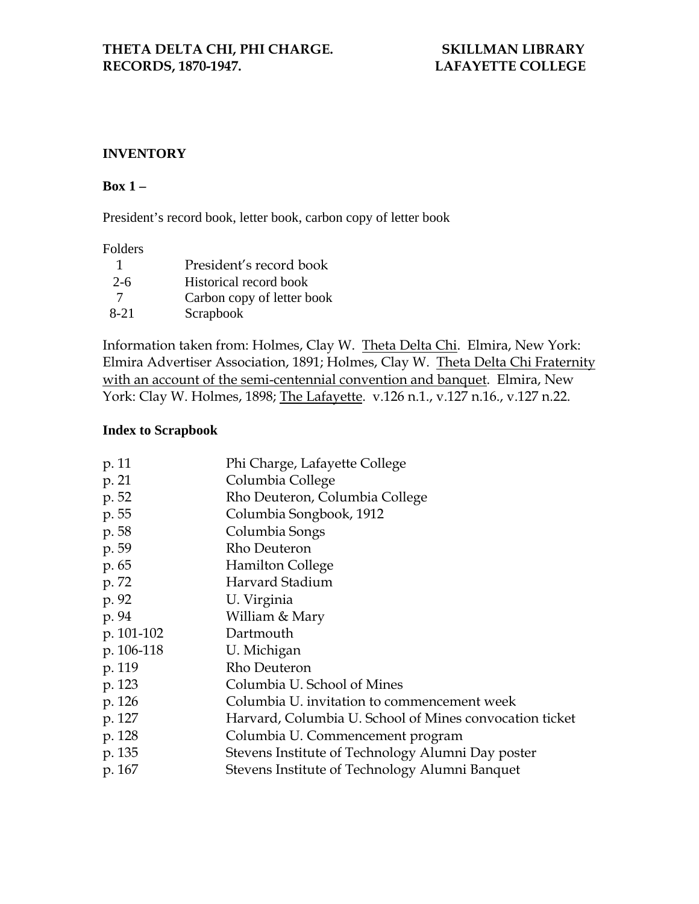**THETA DELTA CHI, PHI CHARGE.**
**RECORDS, 1870-1947.**

**SKILLMAN LIBRARY**
**LAFAYETTE COLLEGE**

## INVENTORY

**Box 1 –**

President's record book, letter book, carbon copy of letter book

Folders

| | |
|---|---|
| 1 | President's record book |
| 2-6 | Historical record book |
| 7 | Carbon copy of letter book |
| 8-21 | Scrapbook |

Information taken from: Holmes, Clay W. Theta Delta Chi. Elmira, New York: Elmira Advertiser Association, 1891; Holmes, Clay W. Theta Delta Chi Fraternity with an account of the semi-centennial convention and banquet. Elmira, New York: Clay W. Holmes, 1898; The Lafayette. v.126 n.1., v.127 n.16., v.127 n.22.

**Index to Scrapbook**

| | |
|---|---|
| p. 11 | Phi Charge, Lafayette College |
| p. 21 | Columbia College |
| p. 52 | Rho Deuteron, Columbia College |
| p. 55 | Columbia Songbook, 1912 |
| p. 58 | Columbia Songs |
| p. 59 | Rho Deuteron |
| p. 65 | Hamilton College |
| p. 72 | Harvard Stadium |
| p. 92 | U. Virginia |
| p. 94 | William & Mary |
| p. 101-102 | Dartmouth |
| p. 106-118 | U. Michigan |
| p. 119 | Rho Deuteron |
| p. 123 | Columbia U. School of Mines |
| p. 126 | Columbia U. invitation to commencement week |
| p. 127 | Harvard, Columbia U. School of Mines convocation ticket |
| p. 128 | Columbia U. Commencement program |
| p. 135 | Stevens Institute of Technology Alumni Day poster |
| p. 167 | Stevens Institute of Technology Alumni Banquet |